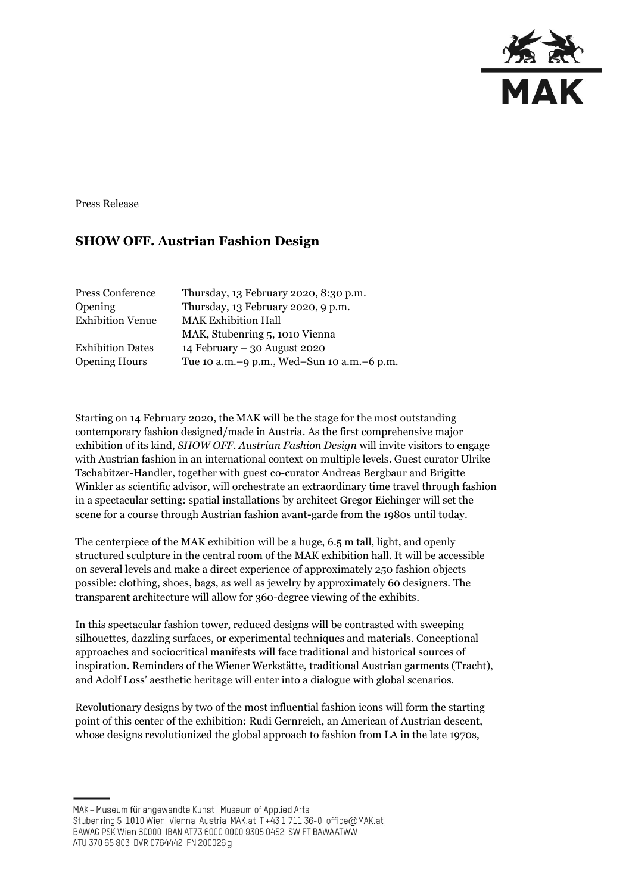Press Release

## SHOW OFF. Austrian Fashion Design

| | |
|---|---|
| Press Conference | Thursday, 13 February 2020, 8:30 p.m. |
| Opening | Thursday, 13 February 2020, 9 p.m. |
| Exhibition Venue | MAK Exhibition Hall<br>MAK, Stubenring 5, 1010 Vienna |
| Exhibition Dates | 14 February – 30 August 2020 |
| Opening Hours | Tue 10 a.m.–9 p.m., Wed–Sun 10 a.m.–6 p.m. |

Starting on 14 February 2020, the MAK will be the stage for the most outstanding contemporary fashion designed/made in Austria. As the first comprehensive major exhibition of its kind, *SHOW OFF. Austrian Fashion Design* will invite visitors to engage with Austrian fashion in an international context on multiple levels. Guest curator Ulrike Tschabitzer-Handler, together with guest co-curator Andreas Bergbaur and Brigitte Winkler as scientific advisor, will orchestrate an extraordinary time travel through fashion in a spectacular setting: spatial installations by architect Gregor Eichinger will set the scene for a course through Austrian fashion avant-garde from the 1980s until today.

The centerpiece of the MAK exhibition will be a huge, 6.5 m tall, light, and openly structured sculpture in the central room of the MAK exhibition hall. It will be accessible on several levels and make a direct experience of approximately 250 fashion objects possible: clothing, shoes, bags, as well as jewelry by approximately 60 designers. The transparent architecture will allow for 360-degree viewing of the exhibits.

In this spectacular fashion tower, reduced designs will be contrasted with sweeping silhouettes, dazzling surfaces, or experimental techniques and materials. Conceptional approaches and sociocritical manifests will face traditional and historical sources of inspiration. Reminders of the Wiener Werkstätte, traditional Austrian garments (Tracht), and Adolf Loss' aesthetic heritage will enter into a dialogue with global scenarios.

Revolutionary designs by two of the most influential fashion icons will form the starting point of this center of the exhibition: Rudi Gernreich, an American of Austrian descent, whose designs revolutionized the global approach to fashion from LA in the late 1970s,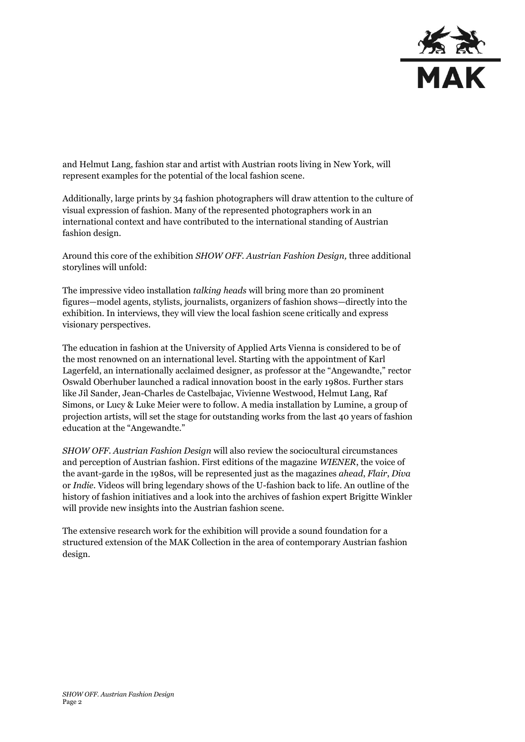and Helmut Lang, fashion star and artist with Austrian roots living in New York, will represent examples for the potential of the local fashion scene.

Additionally, large prints by 34 fashion photographers will draw attention to the culture of visual expression of fashion. Many of the represented photographers work in an international context and have contributed to the international standing of Austrian fashion design.

Around this core of the exhibition *SHOW OFF. Austrian Fashion Design,* three additional storylines will unfold:

The impressive video installation *talking heads* will bring more than 20 prominent figures—model agents, stylists, journalists, organizers of fashion shows—directly into the exhibition. In interviews, they will view the local fashion scene critically and express visionary perspectives.

The education in fashion at the University of Applied Arts Vienna is considered to be of the most renowned on an international level. Starting with the appointment of Karl Lagerfeld, an internationally acclaimed designer, as professor at the "Angewandte," rector Oswald Oberhuber launched a radical innovation boost in the early 1980s. Further stars like Jil Sander, Jean-Charles de Castelbajac, Vivienne Westwood, Helmut Lang, Raf Simons, or Lucy & Luke Meier were to follow. A media installation by Lumine, a group of projection artists, will set the stage for outstanding works from the last 40 years of fashion education at the "Angewandte."

*SHOW OFF. Austrian Fashion Design* will also review the sociocultural circumstances and perception of Austrian fashion. First editions of the magazine *WIENER*, the voice of the avant-garde in the 1980s, will be represented just as the magazines *ahead*, *Flair*, *Diva* or *Indie*. Videos will bring legendary shows of the U-fashion back to life. An outline of the history of fashion initiatives and a look into the archives of fashion expert Brigitte Winkler will provide new insights into the Austrian fashion scene.

The extensive research work for the exhibition will provide a sound foundation for a structured extension of the MAK Collection in the area of contemporary Austrian fashion design.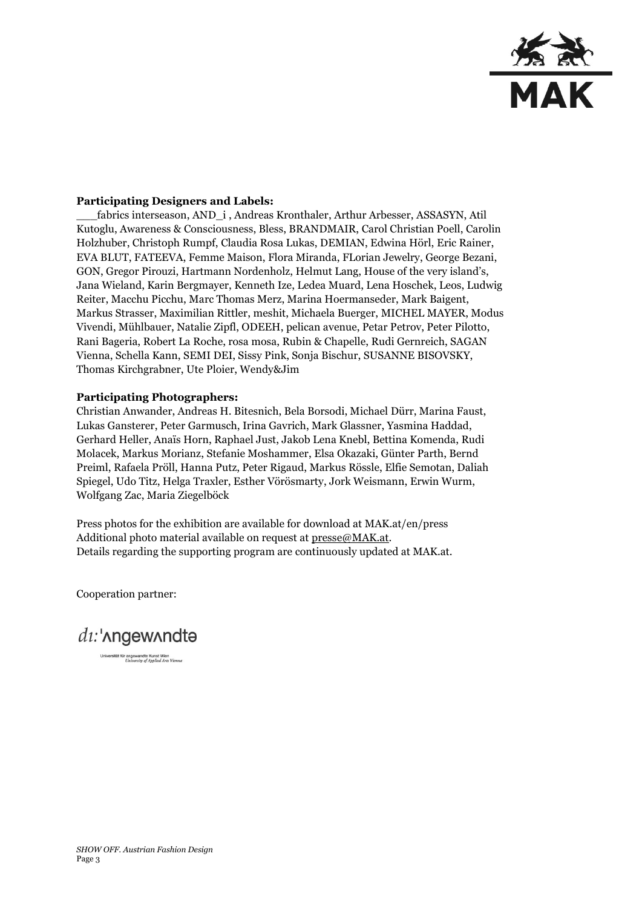**Participating Designers and Labels:**
___fabrics interseason, AND_i , Andreas Kronthaler, Arthur Arbesser, ASSASYN, Atil Kutoglu, Awareness & Consciousness, Bless, BRANDMAIR, Carol Christian Poell, Carolin Holzhuber, Christoph Rumpf, Claudia Rosa Lukas, DEMIAN, Edwina Hörl, Eric Rainer, EVA BLUT, FATEEVA, Femme Maison, Flora Miranda, FLorian Jewelry, George Bezani, GON, Gregor Pirouzi, Hartmann Nordenholz, Helmut Lang, House of the very island's, Jana Wieland, Karin Bergmayer, Kenneth Ize, Ledea Muard, Lena Hoschek, Leos, Ludwig Reiter, Macchu Picchu, Marc Thomas Merz, Marina Hoermanseder, Mark Baigent, Markus Strasser, Maximilian Rittler, meshit, Michaela Buerger, MICHEL MAYER, Modus Vivendi, Mühlbauer, Natalie Zipfl, ODEEH, pelican avenue, Petar Petrov, Peter Pilotto, Rani Bageria, Robert La Roche, rosa mosa, Rubin & Chapelle, Rudi Gernreich, SAGAN Vienna, Schella Kann, SEMI DEI, Sissy Pink, Sonja Bischur, SUSANNE BISOVSKY, Thomas Kirchgrabner, Ute Ploier, Wendy&Jim

**Participating Photographers:**
Christian Anwander, Andreas H. Bitesnich, Bela Borsodi, Michael Dürr, Marina Faust, Lukas Gansterer, Peter Garmusch, Irina Gavrich, Mark Glassner, Yasmina Haddad, Gerhard Heller, Anaïs Horn, Raphael Just, Jakob Lena Knebl, Bettina Komenda, Rudi Molacek, Markus Morianz, Stefanie Moshammer, Elsa Okazaki, Günter Parth, Bernd Preiml, Rafaela Pröll, Hanna Putz, Peter Rigaud, Markus Rössle, Elfie Semotan, Daliah Spiegel, Udo Titz, Helga Traxler, Esther Vörösmarty, Jork Weismann, Erwin Wurm, Wolfgang Zac, Maria Ziegelböck

Press photos for the exhibition are available for download at MAK.at/en/press
Additional photo material available on request at presse@MAK.at.
Details regarding the supporting program are continuously updated at MAK.at.

Cooperation partner:

dı:'ʌngewʌndtə

Universität für angewandte Kunst Wien
*University of Applied Arts Vienna*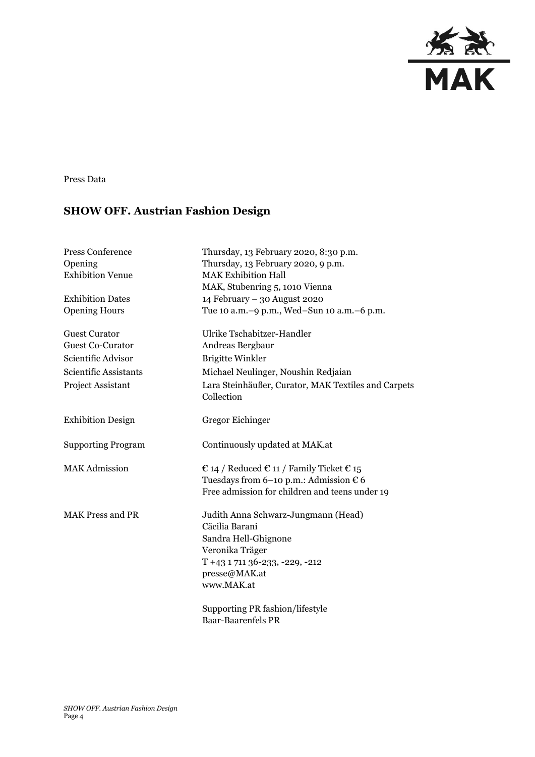Press Data

## SHOW OFF. Austrian Fashion Design

| | |
|---|---|
| Press Conference | Thursday, 13 February 2020, 8:30 p.m. |
| Opening | Thursday, 13 February 2020, 9 p.m. |
| Exhibition Venue | MAK Exhibition Hall<br>MAK, Stubenring 5, 1010 Vienna |
| Exhibition Dates | 14 February – 30 August 2020 |
| Opening Hours | Tue 10 a.m.–9 p.m., Wed–Sun 10 a.m.–6 p.m. |
| Guest Curator | Ulrike Tschabitzer-Handler |
| Guest Co-Curator | Andreas Bergbaur |
| Scientific Advisor | Brigitte Winkler |
| Scientific Assistants | Michael Neulinger, Noushin Redjaian |
| Project Assistant | Lara Steinhäußer, Curator, MAK Textiles and Carpets Collection |
| Exhibition Design | Gregor Eichinger |
| Supporting Program | Continuously updated at MAK.at |
| MAK Admission | € 14 / Reduced € 11 / Family Ticket € 15<br>Tuesdays from 6–10 p.m.: Admission € 6<br>Free admission for children and teens under 19 |
| MAK Press and PR | Judith Anna Schwarz-Jungmann (Head)<br>Cäcilia Barani<br>Sandra Hell-Ghignone<br>Veronika Träger<br>T +43 1 711 36-233, -229, -212<br>presse@MAK.at<br>www.MAK.at<br><br>Supporting PR fashion/lifestyle<br>Baar-Baarenfels PR |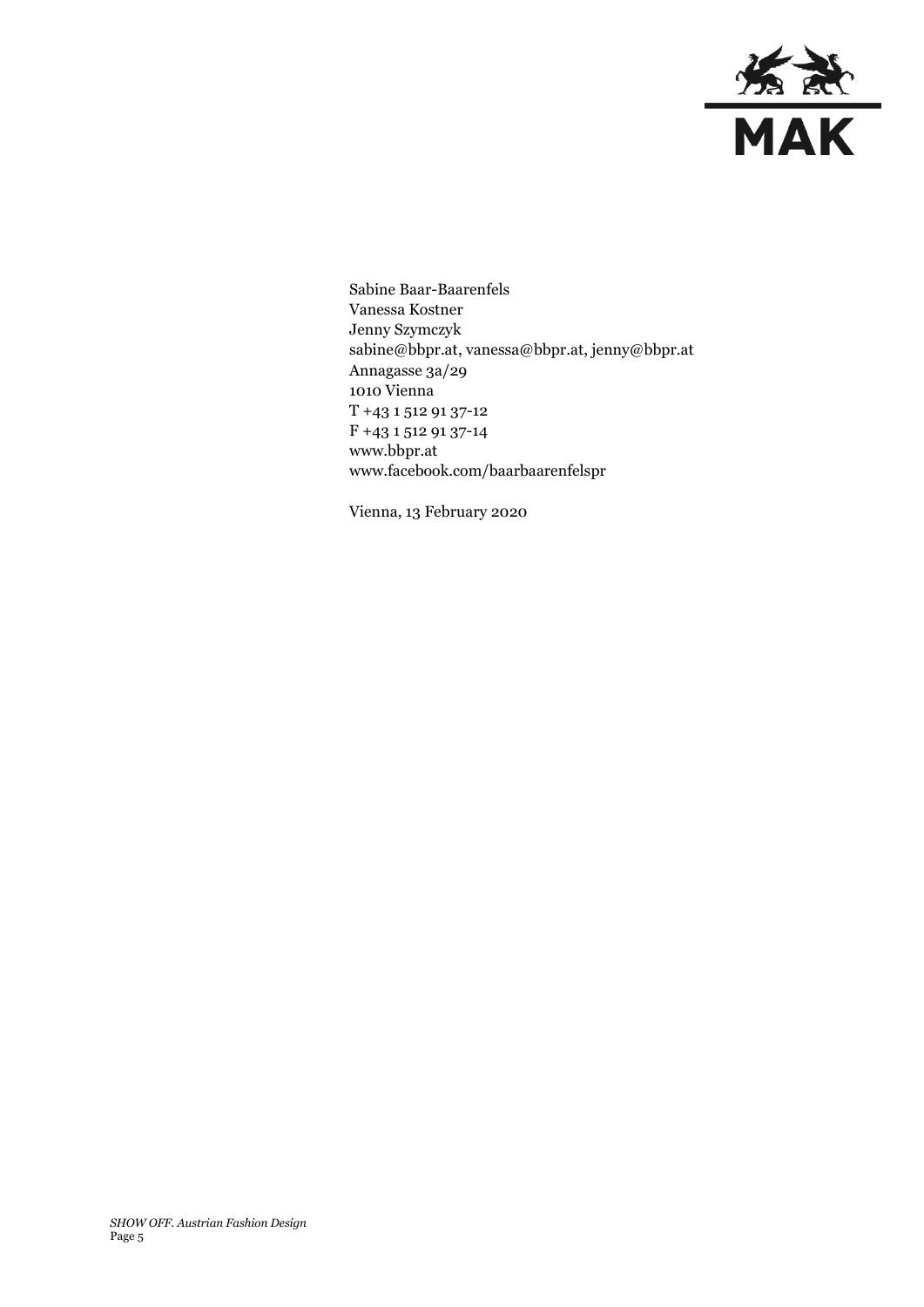Sabine Baar-Baarenfels
Vanessa Kostner
Jenny Szymczyk
sabine@bbpr.at, vanessa@bbpr.at, jenny@bbpr.at
Annagasse 3a/29
1010 Vienna
T +43 1 512 91 37-12
F +43 1 512 91 37-14
www.bbpr.at
www.facebook.com/baarbaarenfelspr

Vienna, 13 February 2020